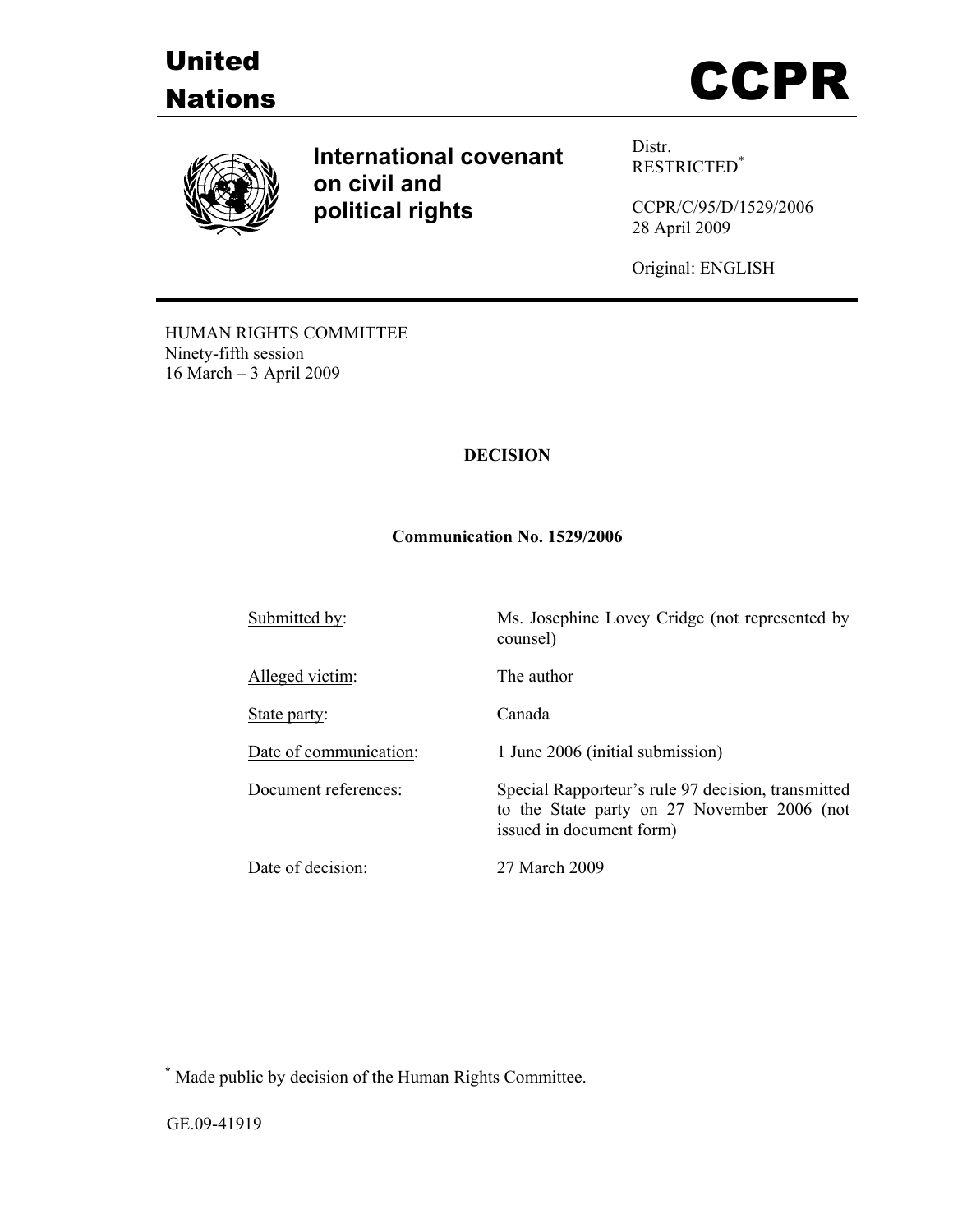United Nations

# CCPR

**International covenant on civil and political rights**

Distr.
RESTRICTED[*]

CCPR/C/95/D/1529/2006
28 April 2009

Original: ENGLISH

HUMAN RIGHTS COMMITTEE
Ninety-fifth session
16 March – 3 April 2009

**DECISION**

**Communication No. 1529/2006**

| | |
|---|---|
| Submitted by: | Ms. Josephine Lovey Cridge (not represented by counsel) |
| Alleged victim: | The author |
| State party: | Canada |
| Date of communication: | 1 June 2006 (initial submission) |
| Document references: | Special Rapporteur's rule 97 decision, transmitted to the State party on 27 November 2006 (not issued in document form) |
| Date of decision: | 27 March 2009 |

[*] Made public by decision of the Human Rights Committee.

GE.09-41919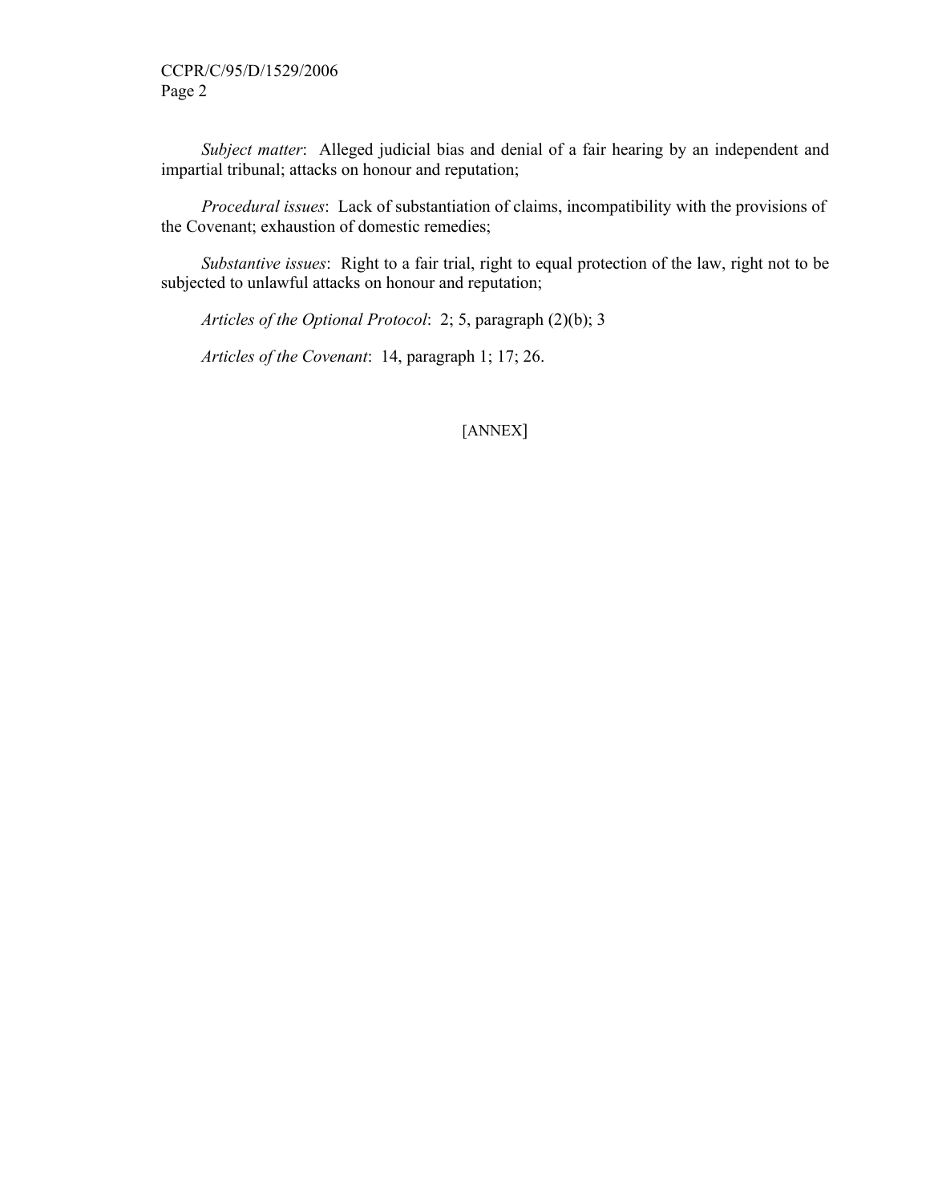*Subject matter*: Alleged judicial bias and denial of a fair hearing by an independent and impartial tribunal; attacks on honour and reputation;

*Procedural issues*: Lack of substantiation of claims, incompatibility with the provisions of the Covenant; exhaustion of domestic remedies;

*Substantive issues*: Right to a fair trial, right to equal protection of the law, right not to be subjected to unlawful attacks on honour and reputation;

*Articles of the Optional Protocol*: 2; 5, paragraph (2)(b); 3

*Articles of the Covenant*: 14, paragraph 1; 17; 26.

[ANNEX]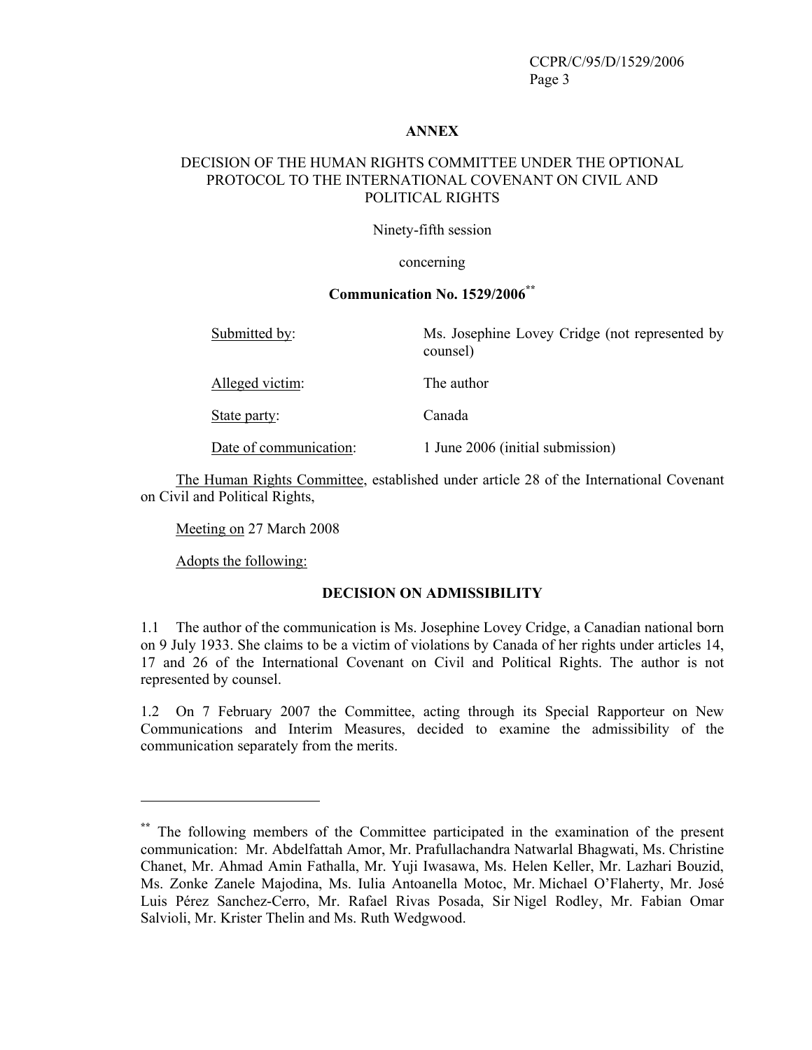**ANNEX**

DECISION OF THE HUMAN RIGHTS COMMITTEE UNDER THE OPTIONAL PROTOCOL TO THE INTERNATIONAL COVENANT ON CIVIL AND POLITICAL RIGHTS

Ninety-fifth session

concerning

**Communication No. 1529/2006**[**]

| | |
|---|---|
| Submitted by: | Ms. Josephine Lovey Cridge (not represented by counsel) |
| Alleged victim: | The author |
| State party: | Canada |
| Date of communication: | 1 June 2006 (initial submission) |

The Human Rights Committee, established under article 28 of the International Covenant on Civil and Political Rights,

Meeting on 27 March 2008

Adopts the following:

**DECISION ON ADMISSIBILITY**

1.1 The author of the communication is Ms. Josephine Lovey Cridge, a Canadian national born on 9 July 1933. She claims to be a victim of violations by Canada of her rights under articles 14, 17 and 26 of the International Covenant on Civil and Political Rights. The author is not represented by counsel.

1.2 On 7 February 2007 the Committee, acting through its Special Rapporteur on New Communications and Interim Measures, decided to examine the admissibility of the communication separately from the merits.

---

[**] The following members of the Committee participated in the examination of the present communication: Mr. Abdelfattah Amor, Mr. Prafullachandra Natwarlal Bhagwati, Ms. Christine Chanet, Mr. Ahmad Amin Fathalla, Mr. Yuji Iwasawa, Ms. Helen Keller, Mr. Lazhari Bouzid, Ms. Zonke Zanele Majodina, Ms. Iulia Antoanella Motoc, Mr. Michael O'Flaherty, Mr. José Luis Pérez Sanchez-Cerro, Mr. Rafael Rivas Posada, Sir Nigel Rodley, Mr. Fabian Omar Salvioli, Mr. Krister Thelin and Ms. Ruth Wedgwood.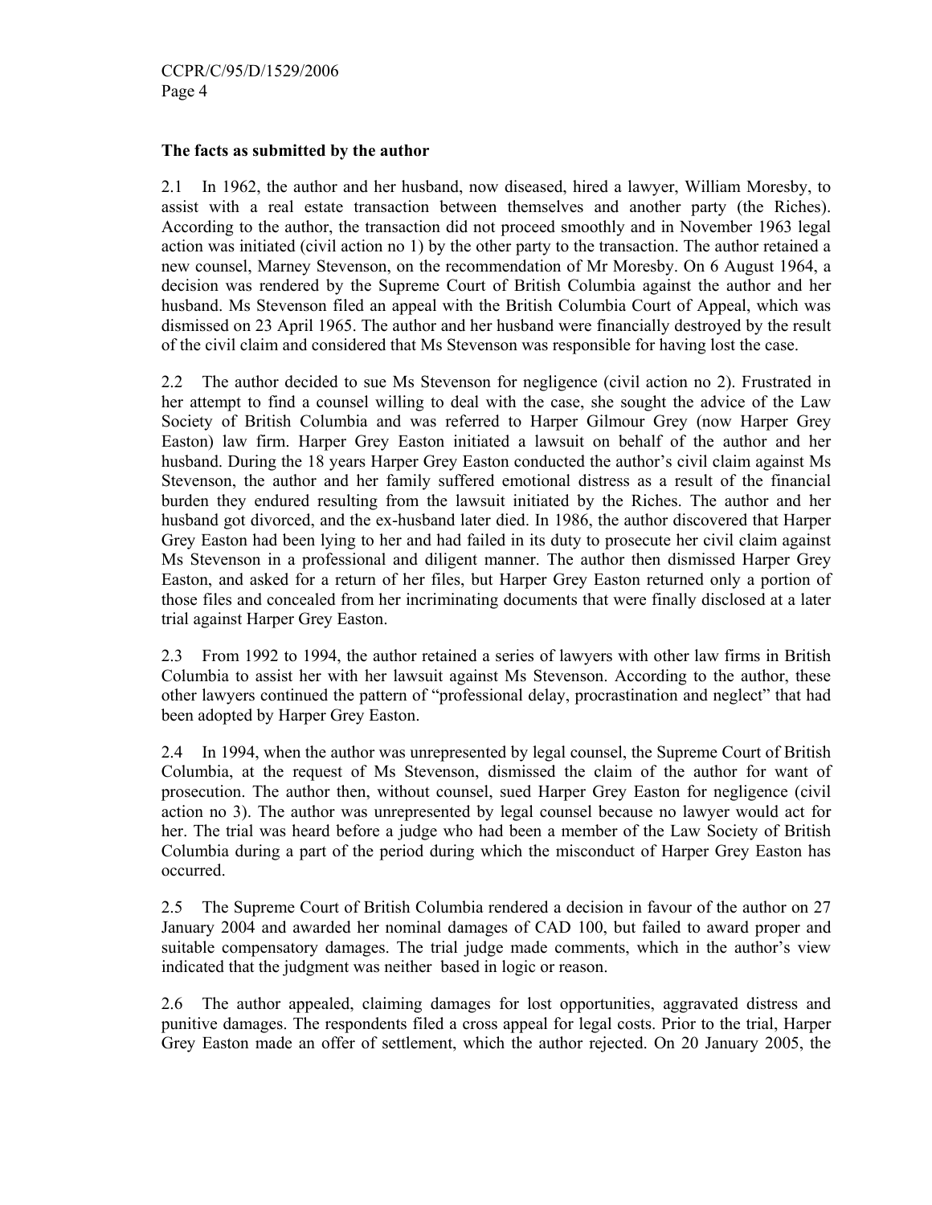**The facts as submitted by the author**

2.1 In 1962, the author and her husband, now diseased, hired a lawyer, William Moresby, to assist with a real estate transaction between themselves and another party (the Riches). According to the author, the transaction did not proceed smoothly and in November 1963 legal action was initiated (civil action no 1) by the other party to the transaction. The author retained a new counsel, Marney Stevenson, on the recommendation of Mr Moresby. On 6 August 1964, a decision was rendered by the Supreme Court of British Columbia against the author and her husband. Ms Stevenson filed an appeal with the British Columbia Court of Appeal, which was dismissed on 23 April 1965. The author and her husband were financially destroyed by the result of the civil claim and considered that Ms Stevenson was responsible for having lost the case.

2.2 The author decided to sue Ms Stevenson for negligence (civil action no 2). Frustrated in her attempt to find a counsel willing to deal with the case, she sought the advice of the Law Society of British Columbia and was referred to Harper Gilmour Grey (now Harper Grey Easton) law firm. Harper Grey Easton initiated a lawsuit on behalf of the author and her husband. During the 18 years Harper Grey Easton conducted the author's civil claim against Ms Stevenson, the author and her family suffered emotional distress as a result of the financial burden they endured resulting from the lawsuit initiated by the Riches. The author and her husband got divorced, and the ex-husband later died. In 1986, the author discovered that Harper Grey Easton had been lying to her and had failed in its duty to prosecute her civil claim against Ms Stevenson in a professional and diligent manner. The author then dismissed Harper Grey Easton, and asked for a return of her files, but Harper Grey Easton returned only a portion of those files and concealed from her incriminating documents that were finally disclosed at a later trial against Harper Grey Easton.

2.3 From 1992 to 1994, the author retained a series of lawyers with other law firms in British Columbia to assist her with her lawsuit against Ms Stevenson. According to the author, these other lawyers continued the pattern of "professional delay, procrastination and neglect" that had been adopted by Harper Grey Easton.

2.4 In 1994, when the author was unrepresented by legal counsel, the Supreme Court of British Columbia, at the request of Ms Stevenson, dismissed the claim of the author for want of prosecution. The author then, without counsel, sued Harper Grey Easton for negligence (civil action no 3). The author was unrepresented by legal counsel because no lawyer would act for her. The trial was heard before a judge who had been a member of the Law Society of British Columbia during a part of the period during which the misconduct of Harper Grey Easton has occurred.

2.5 The Supreme Court of British Columbia rendered a decision in favour of the author on 27 January 2004 and awarded her nominal damages of CAD 100, but failed to award proper and suitable compensatory damages. The trial judge made comments, which in the author's view indicated that the judgment was neither based in logic or reason.

2.6 The author appealed, claiming damages for lost opportunities, aggravated distress and punitive damages. The respondents filed a cross appeal for legal costs. Prior to the trial, Harper Grey Easton made an offer of settlement, which the author rejected. On 20 January 2005, the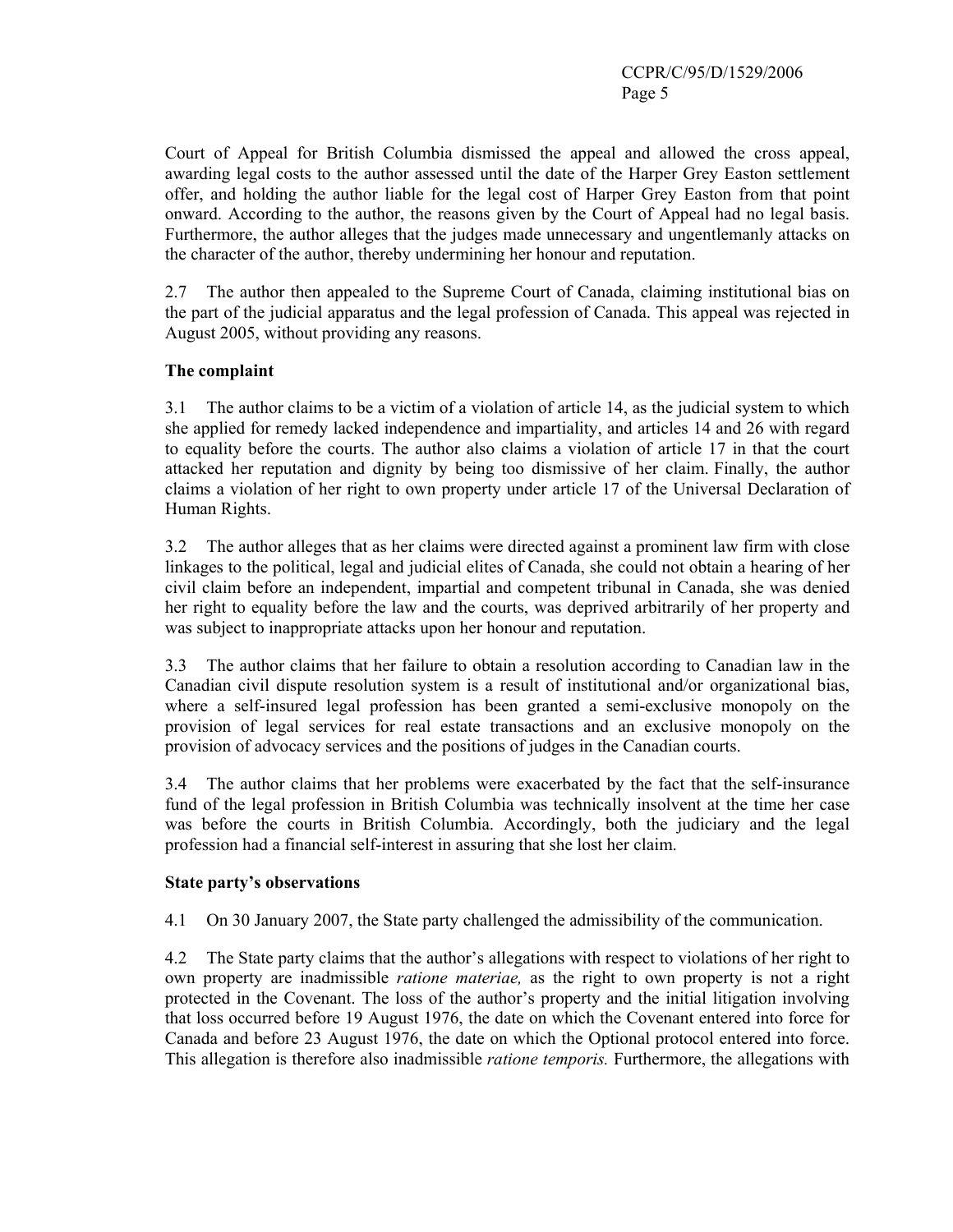Court of Appeal for British Columbia dismissed the appeal and allowed the cross appeal, awarding legal costs to the author assessed until the date of the Harper Grey Easton settlement offer, and holding the author liable for the legal cost of Harper Grey Easton from that point onward. According to the author, the reasons given by the Court of Appeal had no legal basis. Furthermore, the author alleges that the judges made unnecessary and ungentlemanly attacks on the character of the author, thereby undermining her honour and reputation.

2.7 The author then appealed to the Supreme Court of Canada, claiming institutional bias on the part of the judicial apparatus and the legal profession of Canada. This appeal was rejected in August 2005, without providing any reasons.

**The complaint**

3.1 The author claims to be a victim of a violation of article 14, as the judicial system to which she applied for remedy lacked independence and impartiality, and articles 14 and 26 with regard to equality before the courts. The author also claims a violation of article 17 in that the court attacked her reputation and dignity by being too dismissive of her claim. Finally, the author claims a violation of her right to own property under article 17 of the Universal Declaration of Human Rights.

3.2 The author alleges that as her claims were directed against a prominent law firm with close linkages to the political, legal and judicial elites of Canada, she could not obtain a hearing of her civil claim before an independent, impartial and competent tribunal in Canada, she was denied her right to equality before the law and the courts, was deprived arbitrarily of her property and was subject to inappropriate attacks upon her honour and reputation.

3.3 The author claims that her failure to obtain a resolution according to Canadian law in the Canadian civil dispute resolution system is a result of institutional and/or organizational bias, where a self-insured legal profession has been granted a semi-exclusive monopoly on the provision of legal services for real estate transactions and an exclusive monopoly on the provision of advocacy services and the positions of judges in the Canadian courts.

3.4 The author claims that her problems were exacerbated by the fact that the self-insurance fund of the legal profession in British Columbia was technically insolvent at the time her case was before the courts in British Columbia. Accordingly, both the judiciary and the legal profession had a financial self-interest in assuring that she lost her claim.

**State party's observations**

4.1 On 30 January 2007, the State party challenged the admissibility of the communication.

4.2 The State party claims that the author's allegations with respect to violations of her right to own property are inadmissible *ratione materiae,* as the right to own property is not a right protected in the Covenant. The loss of the author's property and the initial litigation involving that loss occurred before 19 August 1976, the date on which the Covenant entered into force for Canada and before 23 August 1976, the date on which the Optional protocol entered into force. This allegation is therefore also inadmissible *ratione temporis.* Furthermore, the allegations with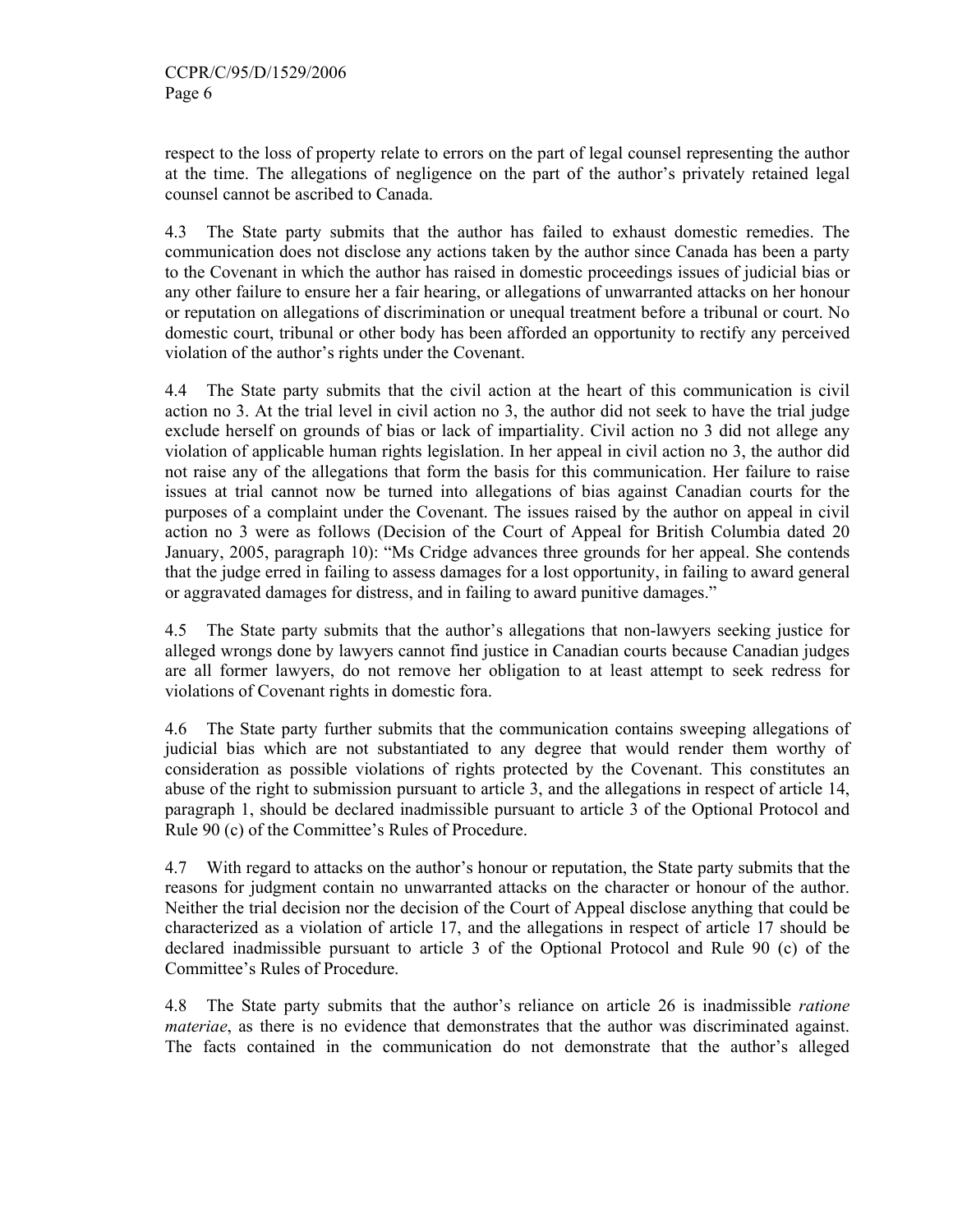respect to the loss of property relate to errors on the part of legal counsel representing the author at the time. The allegations of negligence on the part of the author's privately retained legal counsel cannot be ascribed to Canada.

4.3 The State party submits that the author has failed to exhaust domestic remedies. The communication does not disclose any actions taken by the author since Canada has been a party to the Covenant in which the author has raised in domestic proceedings issues of judicial bias or any other failure to ensure her a fair hearing, or allegations of unwarranted attacks on her honour or reputation on allegations of discrimination or unequal treatment before a tribunal or court. No domestic court, tribunal or other body has been afforded an opportunity to rectify any perceived violation of the author's rights under the Covenant.

4.4 The State party submits that the civil action at the heart of this communication is civil action no 3. At the trial level in civil action no 3, the author did not seek to have the trial judge exclude herself on grounds of bias or lack of impartiality. Civil action no 3 did not allege any violation of applicable human rights legislation. In her appeal in civil action no 3, the author did not raise any of the allegations that form the basis for this communication. Her failure to raise issues at trial cannot now be turned into allegations of bias against Canadian courts for the purposes of a complaint under the Covenant. The issues raised by the author on appeal in civil action no 3 were as follows (Decision of the Court of Appeal for British Columbia dated 20 January, 2005, paragraph 10): "Ms Cridge advances three grounds for her appeal. She contends that the judge erred in failing to assess damages for a lost opportunity, in failing to award general or aggravated damages for distress, and in failing to award punitive damages."

4.5 The State party submits that the author's allegations that non-lawyers seeking justice for alleged wrongs done by lawyers cannot find justice in Canadian courts because Canadian judges are all former lawyers, do not remove her obligation to at least attempt to seek redress for violations of Covenant rights in domestic fora.

4.6 The State party further submits that the communication contains sweeping allegations of judicial bias which are not substantiated to any degree that would render them worthy of consideration as possible violations of rights protected by the Covenant. This constitutes an abuse of the right to submission pursuant to article 3, and the allegations in respect of article 14, paragraph 1, should be declared inadmissible pursuant to article 3 of the Optional Protocol and Rule 90 (c) of the Committee's Rules of Procedure.

4.7 With regard to attacks on the author's honour or reputation, the State party submits that the reasons for judgment contain no unwarranted attacks on the character or honour of the author. Neither the trial decision nor the decision of the Court of Appeal disclose anything that could be characterized as a violation of article 17, and the allegations in respect of article 17 should be declared inadmissible pursuant to article 3 of the Optional Protocol and Rule 90 (c) of the Committee's Rules of Procedure.

4.8 The State party submits that the author's reliance on article 26 is inadmissible *ratione materiae*, as there is no evidence that demonstrates that the author was discriminated against. The facts contained in the communication do not demonstrate that the author's alleged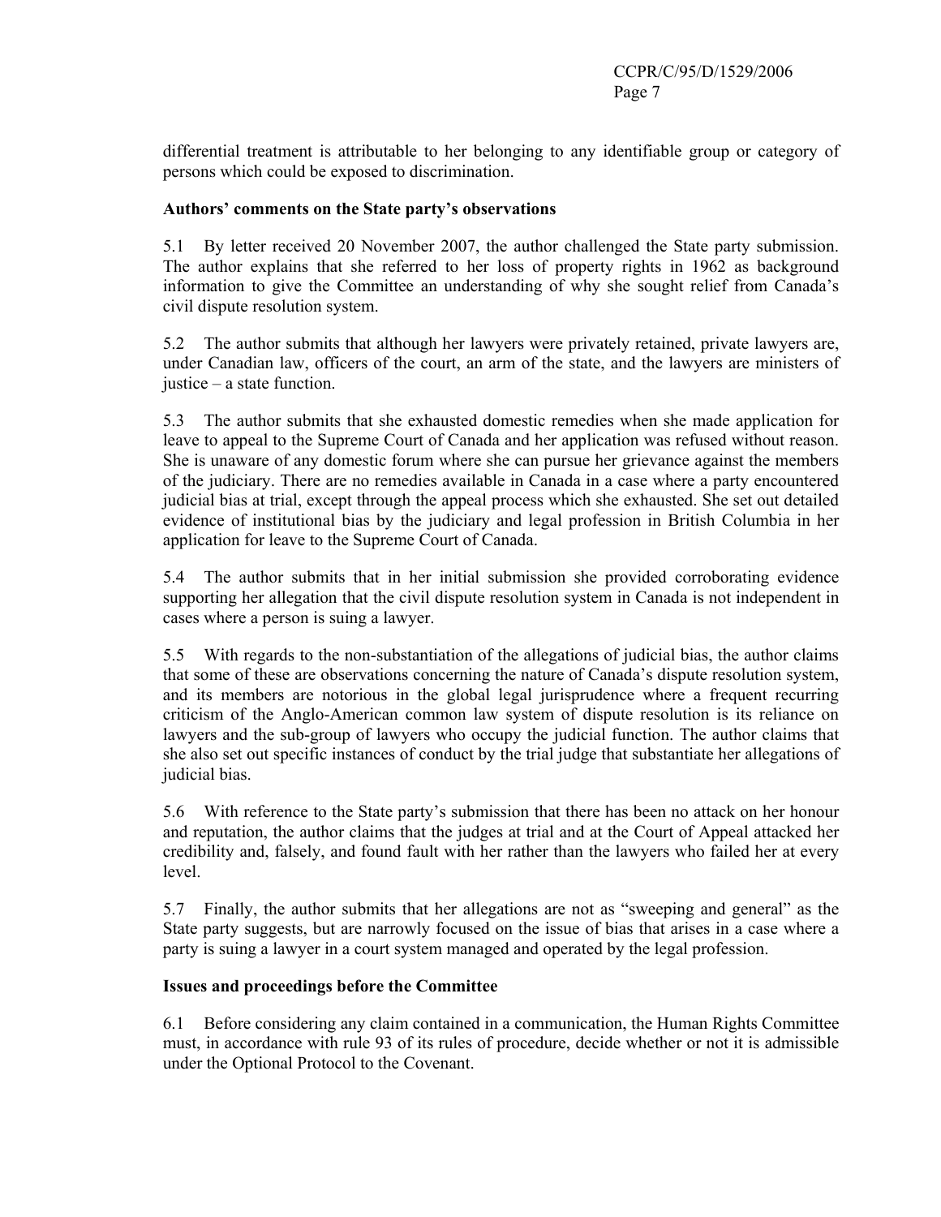differential treatment is attributable to her belonging to any identifiable group or category of persons which could be exposed to discrimination.

**Authors' comments on the State party's observations**

5.1 By letter received 20 November 2007, the author challenged the State party submission. The author explains that she referred to her loss of property rights in 1962 as background information to give the Committee an understanding of why she sought relief from Canada's civil dispute resolution system.

5.2 The author submits that although her lawyers were privately retained, private lawyers are, under Canadian law, officers of the court, an arm of the state, and the lawyers are ministers of justice – a state function.

5.3 The author submits that she exhausted domestic remedies when she made application for leave to appeal to the Supreme Court of Canada and her application was refused without reason. She is unaware of any domestic forum where she can pursue her grievance against the members of the judiciary. There are no remedies available in Canada in a case where a party encountered judicial bias at trial, except through the appeal process which she exhausted. She set out detailed evidence of institutional bias by the judiciary and legal profession in British Columbia in her application for leave to the Supreme Court of Canada.

5.4 The author submits that in her initial submission she provided corroborating evidence supporting her allegation that the civil dispute resolution system in Canada is not independent in cases where a person is suing a lawyer.

5.5 With regards to the non-substantiation of the allegations of judicial bias, the author claims that some of these are observations concerning the nature of Canada's dispute resolution system, and its members are notorious in the global legal jurisprudence where a frequent recurring criticism of the Anglo-American common law system of dispute resolution is its reliance on lawyers and the sub-group of lawyers who occupy the judicial function. The author claims that she also set out specific instances of conduct by the trial judge that substantiate her allegations of judicial bias.

5.6 With reference to the State party's submission that there has been no attack on her honour and reputation, the author claims that the judges at trial and at the Court of Appeal attacked her credibility and, falsely, and found fault with her rather than the lawyers who failed her at every level.

5.7 Finally, the author submits that her allegations are not as "sweeping and general" as the State party suggests, but are narrowly focused on the issue of bias that arises in a case where a party is suing a lawyer in a court system managed and operated by the legal profession.

**Issues and proceedings before the Committee**

6.1 Before considering any claim contained in a communication, the Human Rights Committee must, in accordance with rule 93 of its rules of procedure, decide whether or not it is admissible under the Optional Protocol to the Covenant.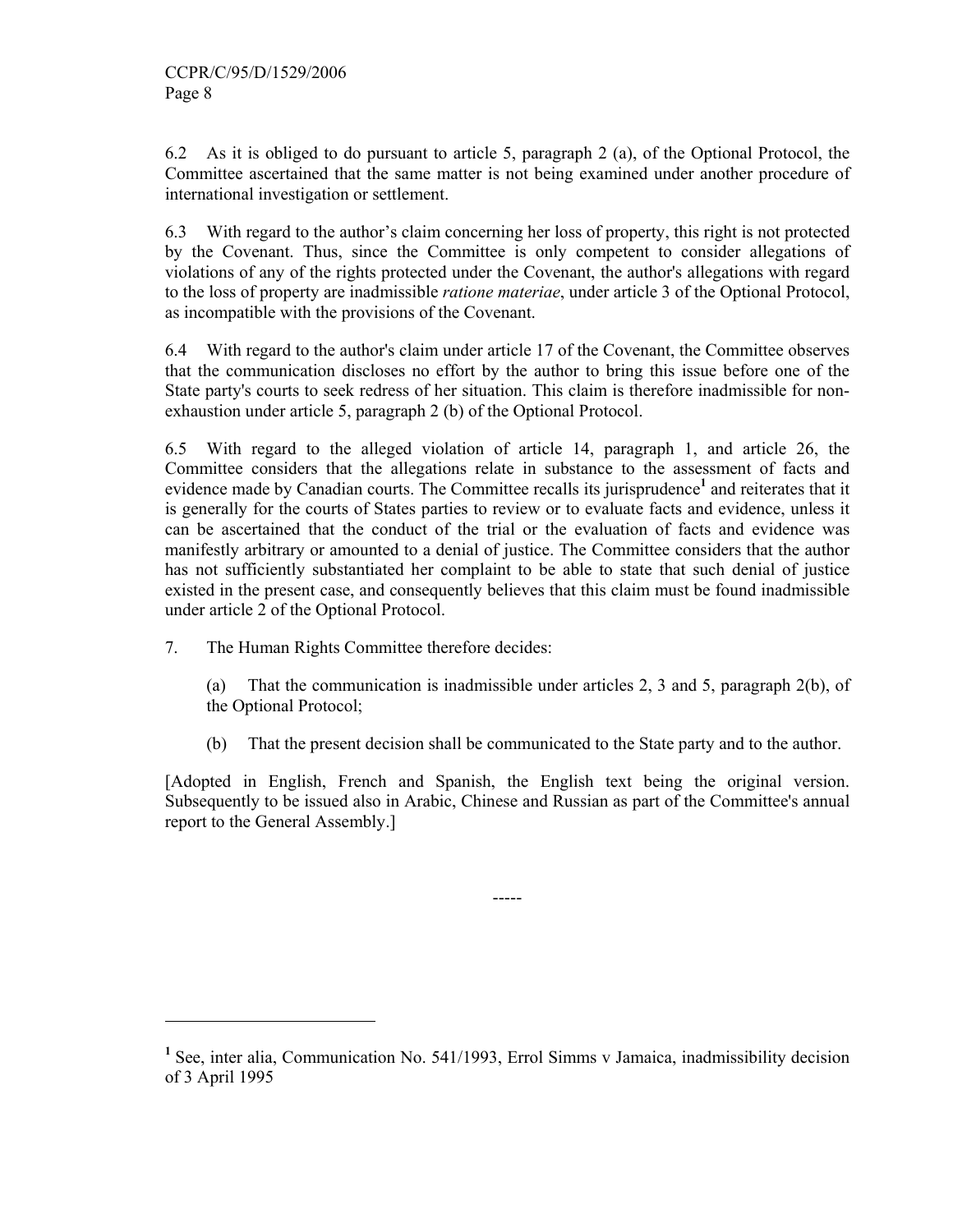6.2 As it is obliged to do pursuant to article 5, paragraph 2 (a), of the Optional Protocol, the Committee ascertained that the same matter is not being examined under another procedure of international investigation or settlement.

6.3 With regard to the author's claim concerning her loss of property, this right is not protected by the Covenant. Thus, since the Committee is only competent to consider allegations of violations of any of the rights protected under the Covenant, the author's allegations with regard to the loss of property are inadmissible *ratione materiae*, under article 3 of the Optional Protocol, as incompatible with the provisions of the Covenant.

6.4 With regard to the author's claim under article 17 of the Covenant, the Committee observes that the communication discloses no effort by the author to bring this issue before one of the State party's courts to seek redress of her situation. This claim is therefore inadmissible for non-exhaustion under article 5, paragraph 2 (b) of the Optional Protocol.

6.5 With regard to the alleged violation of article 14, paragraph 1, and article 26, the Committee considers that the allegations relate in substance to the assessment of facts and evidence made by Canadian courts. The Committee recalls its jurisprudence[1] and reiterates that it is generally for the courts of States parties to review or to evaluate facts and evidence, unless it can be ascertained that the conduct of the trial or the evaluation of facts and evidence was manifestly arbitrary or amounted to a denial of justice. The Committee considers that the author has not sufficiently substantiated her complaint to be able to state that such denial of justice existed in the present case, and consequently believes that this claim must be found inadmissible under article 2 of the Optional Protocol.

7. The Human Rights Committee therefore decides:

(a) That the communication is inadmissible under articles 2, 3 and 5, paragraph 2(b), of the Optional Protocol;

(b) That the present decision shall be communicated to the State party and to the author.

[Adopted in English, French and Spanish, the English text being the original version. Subsequently to be issued also in Arabic, Chinese and Russian as part of the Committee's annual report to the General Assembly.]

-----

[1] See, inter alia, Communication No. 541/1993, Errol Simms v Jamaica, inadmissibility decision of 3 April 1995